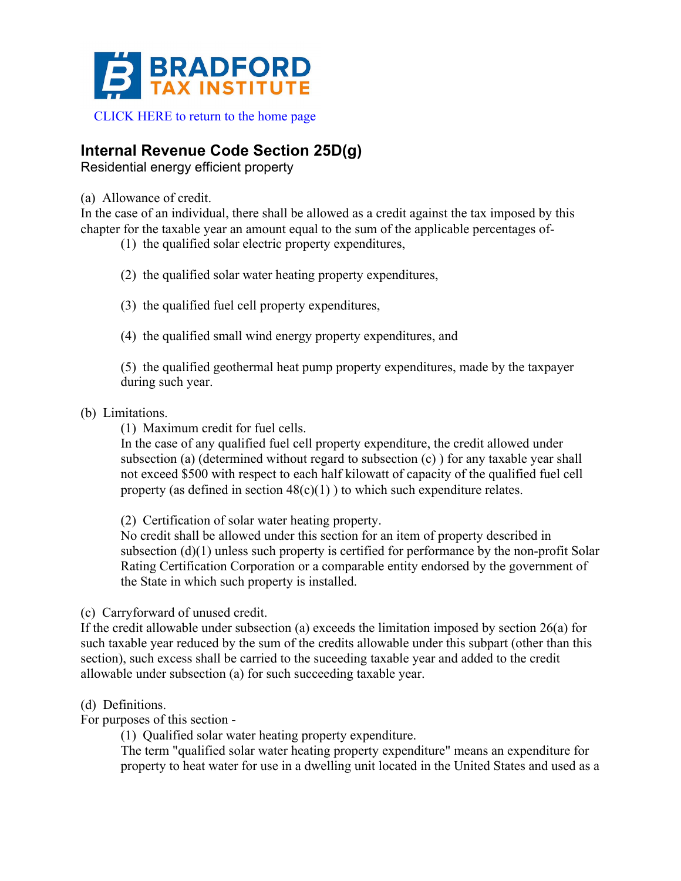BRADFORD TAX INSTITUTE

CLICK HERE to return to the home page

## Internal Revenue Code Section 25D(g)

Residential energy efficient property

(a) Allowance of credit.
In the case of an individual, there shall be allowed as a credit against the tax imposed by this chapter for the taxable year an amount equal to the sum of the applicable percentages of-

(1) the qualified solar electric property expenditures,

(2) the qualified solar water heating property expenditures,

(3) the qualified fuel cell property expenditures,

(4) the qualified small wind energy property expenditures, and

(5) the qualified geothermal heat pump property expenditures, made by the taxpayer during such year.

(b) Limitations.

(1) Maximum credit for fuel cells.
In the case of any qualified fuel cell property expenditure, the credit allowed under subsection (a) (determined without regard to subsection (c) ) for any taxable year shall not exceed $500 with respect to each half kilowatt of capacity of the qualified fuel cell property (as defined in section 48(c)(1) ) to which such expenditure relates.

(2) Certification of solar water heating property.
No credit shall be allowed under this section for an item of property described in subsection (d)(1) unless such property is certified for performance by the non-profit Solar Rating Certification Corporation or a comparable entity endorsed by the government of the State in which such property is installed.

(c) Carryforward of unused credit.
If the credit allowable under subsection (a) exceeds the limitation imposed by section 26(a) for such taxable year reduced by the sum of the credits allowable under this subpart (other than this section), such excess shall be carried to the suceeding taxable year and added to the credit allowable under subsection (a) for such succeeding taxable year.

(d) Definitions.
For purposes of this section -

(1) Qualified solar water heating property expenditure.
The term "qualified solar water heating property expenditure" means an expenditure for property to heat water for use in a dwelling unit located in the United States and used as a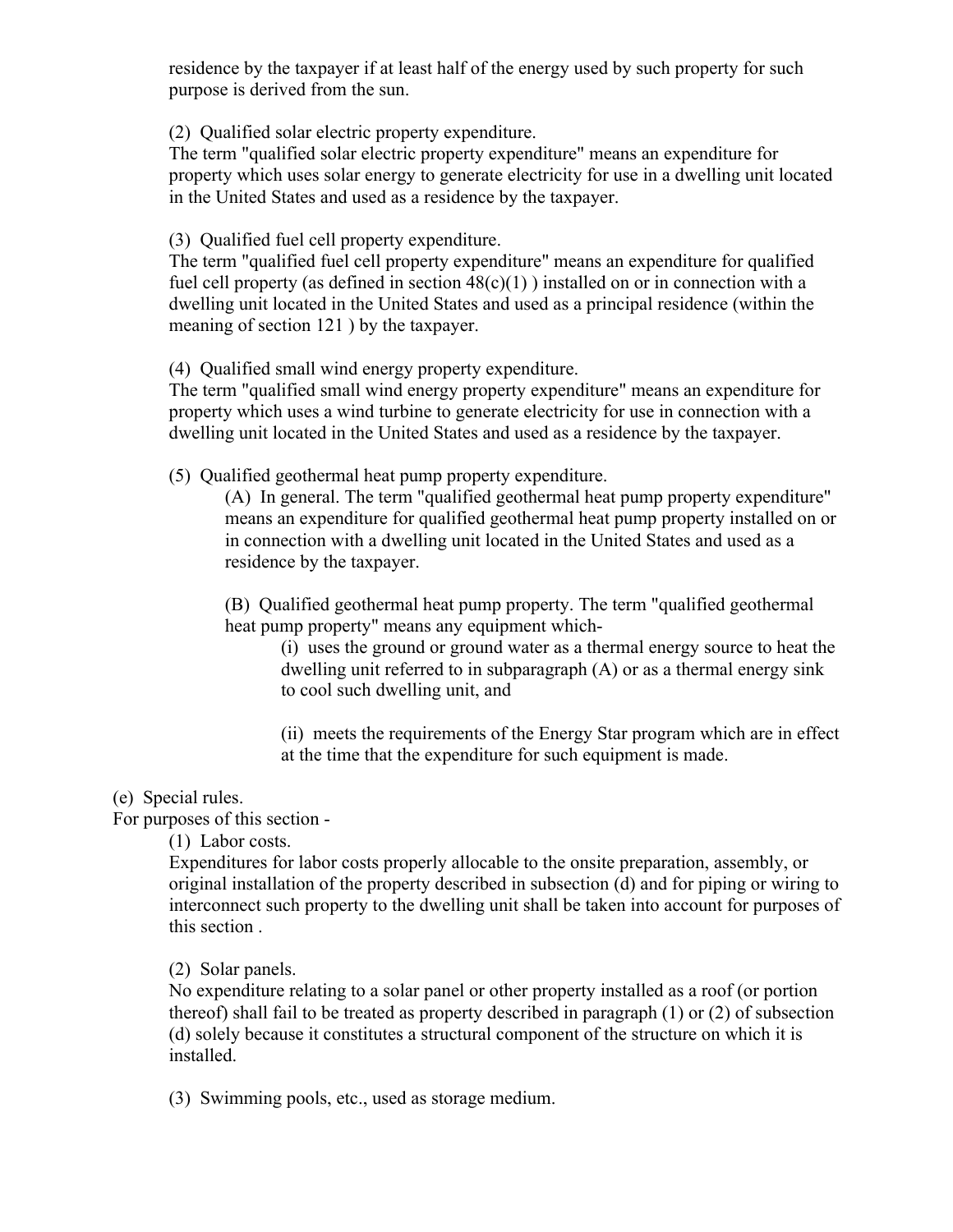residence by the taxpayer if at least half of the energy used by such property for such purpose is derived from the sun.

(2) Qualified solar electric property expenditure.
The term "qualified solar electric property expenditure" means an expenditure for property which uses solar energy to generate electricity for use in a dwelling unit located in the United States and used as a residence by the taxpayer.

(3) Qualified fuel cell property expenditure.
The term "qualified fuel cell property expenditure" means an expenditure for qualified fuel cell property (as defined in section 48(c)(1) ) installed on or in connection with a dwelling unit located in the United States and used as a principal residence (within the meaning of section 121 ) by the taxpayer.

(4) Qualified small wind energy property expenditure.
The term "qualified small wind energy property expenditure" means an expenditure for property which uses a wind turbine to generate electricity for use in connection with a dwelling unit located in the United States and used as a residence by the taxpayer.

(5) Qualified geothermal heat pump property expenditure.

(A) In general. The term "qualified geothermal heat pump property expenditure" means an expenditure for qualified geothermal heat pump property installed on or in connection with a dwelling unit located in the United States and used as a residence by the taxpayer.

(B) Qualified geothermal heat pump property. The term "qualified geothermal heat pump property" means any equipment which-

(i) uses the ground or ground water as a thermal energy source to heat the dwelling unit referred to in subparagraph (A) or as a thermal energy sink to cool such dwelling unit, and

(ii) meets the requirements of the Energy Star program which are in effect at the time that the expenditure for such equipment is made.

(e) Special rules.
For purposes of this section -

(1) Labor costs.
Expenditures for labor costs properly allocable to the onsite preparation, assembly, or original installation of the property described in subsection (d) and for piping or wiring to interconnect such property to the dwelling unit shall be taken into account for purposes of this section .

(2) Solar panels.
No expenditure relating to a solar panel or other property installed as a roof (or portion thereof) shall fail to be treated as property described in paragraph (1) or (2) of subsection (d) solely because it constitutes a structural component of the structure on which it is installed.

(3) Swimming pools, etc., used as storage medium.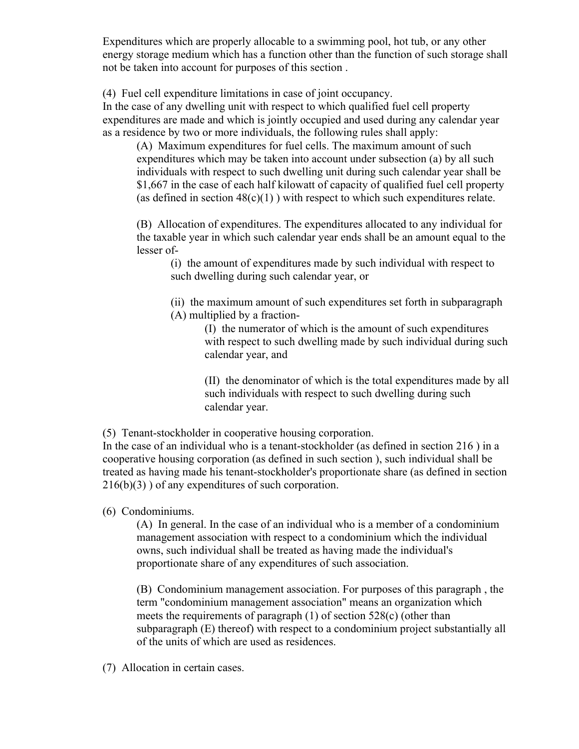Expenditures which are properly allocable to a swimming pool, hot tub, or any other energy storage medium which has a function other than the function of such storage shall not be taken into account for purposes of this section .

(4) Fuel cell expenditure limitations in case of joint occupancy.
In the case of any dwelling unit with respect to which qualified fuel cell property expenditures are made and which is jointly occupied and used during any calendar year as a residence by two or more individuals, the following rules shall apply:

> (A) Maximum expenditures for fuel cells. The maximum amount of such expenditures which may be taken into account under subsection (a) by all such individuals with respect to such dwelling unit during such calendar year shall be $1,667 in the case of each half kilowatt of capacity of qualified fuel cell property (as defined in section 48(c)(1) ) with respect to which such expenditures relate.
>
> (B) Allocation of expenditures. The expenditures allocated to any individual for the taxable year in which such calendar year ends shall be an amount equal to the lesser of-
>
> > (i) the amount of expenditures made by such individual with respect to such dwelling during such calendar year, or
> >
> > (ii) the maximum amount of such expenditures set forth in subparagraph (A) multiplied by a fraction-
> >
> > > (I) the numerator of which is the amount of such expenditures with respect to such dwelling made by such individual during such calendar year, and
> > >
> > > (II) the denominator of which is the total expenditures made by all such individuals with respect to such dwelling during such calendar year.

(5) Tenant-stockholder in cooperative housing corporation.
In the case of an individual who is a tenant-stockholder (as defined in section 216 ) in a cooperative housing corporation (as defined in such section ), such individual shall be treated as having made his tenant-stockholder's proportionate share (as defined in section 216(b)(3) ) of any expenditures of such corporation.

(6) Condominiums.

> (A) In general. In the case of an individual who is a member of a condominium management association with respect to a condominium which the individual owns, such individual shall be treated as having made the individual's proportionate share of any expenditures of such association.
>
> (B) Condominium management association. For purposes of this paragraph , the term "condominium management association" means an organization which meets the requirements of paragraph (1) of section 528(c) (other than subparagraph (E) thereof) with respect to a condominium project substantially all of the units of which are used as residences.

(7) Allocation in certain cases.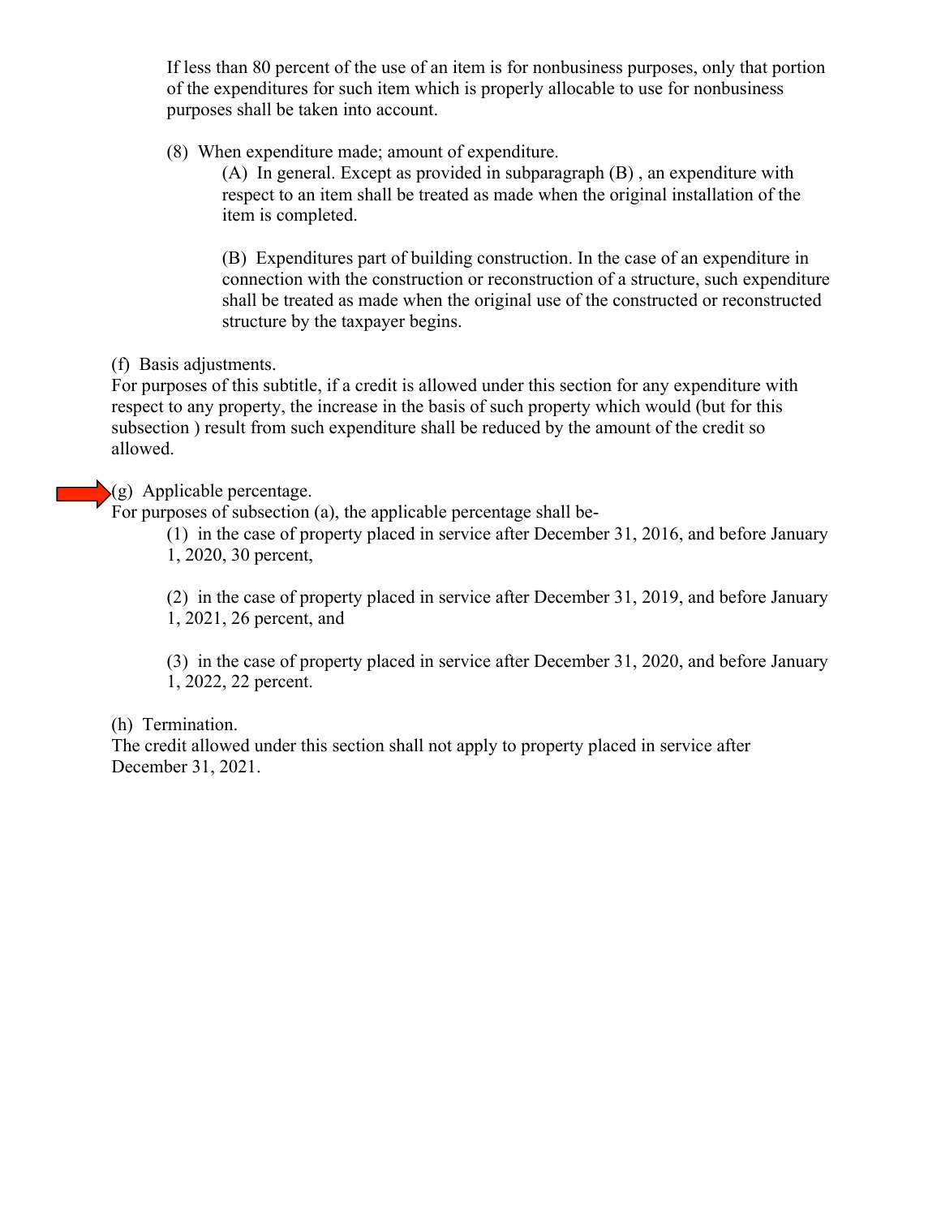If less than 80 percent of the use of an item is for nonbusiness purposes, only that portion of the expenditures for such item which is properly allocable to use for nonbusiness purposes shall be taken into account.

(8) When expenditure made; amount of expenditure.

(A) In general. Except as provided in subparagraph (B) , an expenditure with respect to an item shall be treated as made when the original installation of the item is completed.

(B) Expenditures part of building construction. In the case of an expenditure in connection with the construction or reconstruction of a structure, such expenditure shall be treated as made when the original use of the constructed or reconstructed structure by the taxpayer begins.

(f) Basis adjustments.
For purposes of this subtitle, if a credit is allowed under this section for any expenditure with respect to any property, the increase in the basis of such property which would (but for this subsection ) result from such expenditure shall be reduced by the amount of the credit so allowed.

(g) Applicable percentage.
For purposes of subsection (a), the applicable percentage shall be-

(1) in the case of property placed in service after December 31, 2016, and before January 1, 2020, 30 percent,

(2) in the case of property placed in service after December 31, 2019, and before January 1, 2021, 26 percent, and

(3) in the case of property placed in service after December 31, 2020, and before January 1, 2022, 22 percent.

(h) Termination.
The credit allowed under this section shall not apply to property placed in service after December 31, 2021.